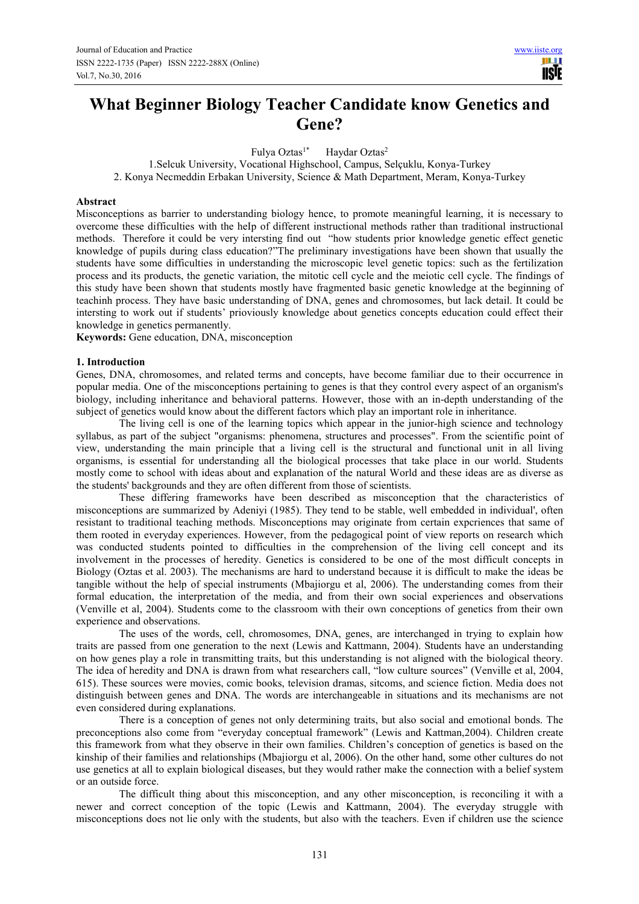# What Beginner Biology Teacher Candidate know Genetics and Gene?

Fulya Oztas[1*] Haydar Oztas[2]

1.Selcuk University, Vocational Highschool, Campus, Selçuklu, Konya-Turkey
2. Konya Necmeddin Erbakan University, Science & Math Department, Meram, Konya-Turkey

**Abstract**

Misconceptions as barrier to understanding biology hence, to promote meaningful learning, it is necessary to overcome these difficulties with the heIp of different instructional methods rather than traditional instructional methods. Therefore it could be very intersting find out "how students prior knowledge genetic effect genetic knowledge of pupils during class education?"The preliminary investigations have been shown that usually the students have some difficulties in understanding the microscopic level genetic topics: such as the fertilization process and its products, the genetic variation, the mitotic cell cycle and the meiotic cell cycle. The findings of this study have been shown that students mostly have fragmented basic genetic knowledge at the beginning of teachinh process. They have basic understanding of DNA, genes and chromosomes, but lack detail. It could be intersting to work out if students' prioviously knowledge about genetics concepts education could effect their knowledge in genetics permanently.

**Keywords:** Gene education, DNA, misconception

## 1. Introduction

Genes, DNA, chromosomes, and related terms and concepts, have become familiar due to their occurrence in popular media. One of the misconceptions pertaining to genes is that they control every aspect of an organism's biology, including inheritance and behavioral patterns. However, those with an in-depth understanding of the subject of genetics would know about the different factors which play an important role in inheritance.

The living cell is one of the learning topics which appear in the junior-high science and technology syllabus, as part of the subject "organisms: phenomena, structures and processes". From the scientific point of view, understanding the main principle that a living cell is the structural and functional unit in all living organisms, is essential for understanding all the biological processes that take place in our world. Students mostly come to school with ideas about and explanation of the natural World and these ideas are as diverse as the students' backgrounds and they are often different from those of scientists.

These differing frameworks have been described as misconception that the characteristics of misconceptions are summarized by Adeniyi (1985). They tend to be stable, well embedded in individual', often resistant to traditional teaching methods. Misconceptions may originate from certain expcriences that same of them rooted in everyday experiences. However, from the pedagogical point of view reports on research which was conducted students pointed to difficulties in the comprehension of the living cell concept and its involvement in the processes of heredity. Genetics is considered to be one of the most difficult concepts in Biology (Oztas et al. 2003). The mechanisms are hard to understand because it is difficult to make the ideas be tangible without the help of special instruments (Mbajiorgu et al, 2006). The understanding comes from their formal education, the interpretation of the media, and from their own social experiences and observations (Venville et al, 2004). Students come to the classroom with their own conceptions of genetics from their own experience and observations.

The uses of the words, cell, chromosomes, DNA, genes, are interchanged in trying to explain how traits are passed from one generation to the next (Lewis and Kattmann, 2004). Students have an understanding on how genes play a role in transmitting traits, but this understanding is not aligned with the biological theory. The idea of heredity and DNA is drawn from what researchers call, "low culture sources" (Venville et al, 2004, 615). These sources were movies, comic books, television dramas, sitcoms, and science fiction. Media does not distinguish between genes and DNA. The words are interchangeable in situations and its mechanisms are not even considered during explanations.

There is a conception of genes not only determining traits, but also social and emotional bonds. The preconceptions also come from "everyday conceptual framework" (Lewis and Kattman,2004). Children create this framework from what they observe in their own families. Children's conception of genetics is based on the kinship of their families and relationships (Mbajiorgu et al, 2006). On the other hand, some other cultures do not use genetics at all to explain biological diseases, but they would rather make the connection with a belief system or an outside force.

The difficult thing about this misconception, and any other misconception, is reconciling it with a newer and correct conception of the topic (Lewis and Kattmann, 2004). The everyday struggle with misconceptions does not lie only with the students, but also with the teachers. Even if children use the science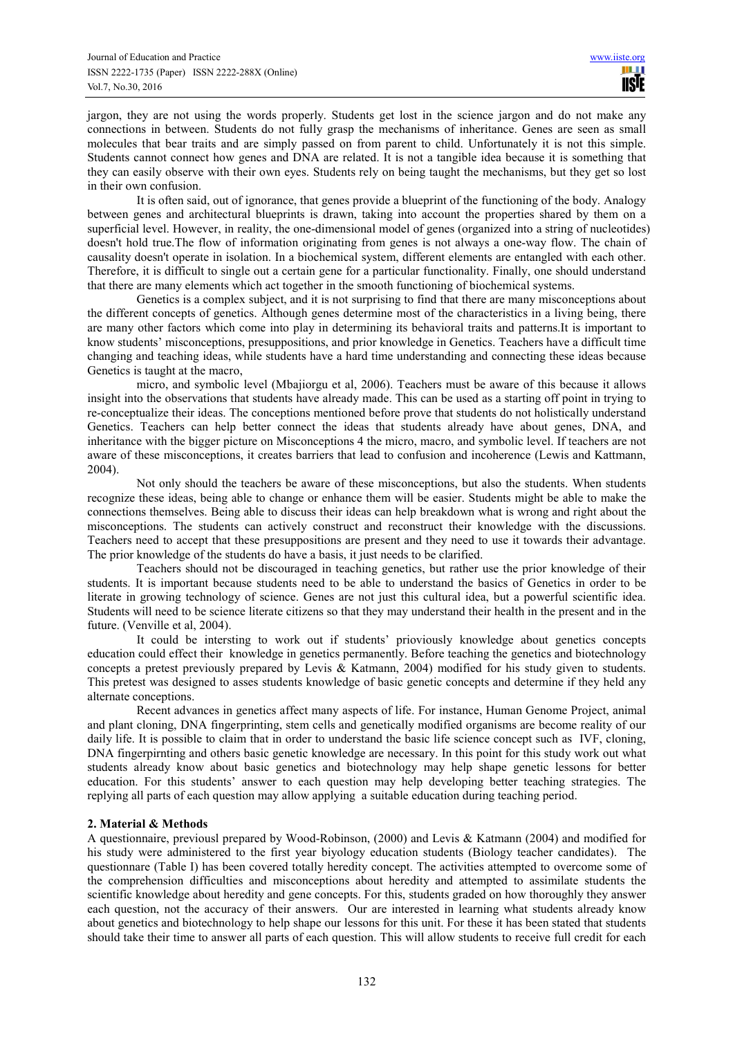jargon, they are not using the words properly. Students get lost in the science jargon and do not make any connections in between. Students do not fully grasp the mechanisms of inheritance. Genes are seen as small molecules that bear traits and are simply passed on from parent to child. Unfortunately it is not this simple. Students cannot connect how genes and DNA are related. It is not a tangible idea because it is something that they can easily observe with their own eyes. Students rely on being taught the mechanisms, but they get so lost in their own confusion.

It is often said, out of ignorance, that genes provide a blueprint of the functioning of the body. Analogy between genes and architectural blueprints is drawn, taking into account the properties shared by them on a superficial level. However, in reality, the one-dimensional model of genes (organized into a string of nucleotides) doesn't hold true.The flow of information originating from genes is not always a one-way flow. The chain of causality doesn't operate in isolation. In a biochemical system, different elements are entangled with each other. Therefore, it is difficult to single out a certain gene for a particular functionality. Finally, one should understand that there are many elements which act together in the smooth functioning of biochemical systems.

Genetics is a complex subject, and it is not surprising to find that there are many misconceptions about the different concepts of genetics. Although genes determine most of the characteristics in a living being, there are many other factors which come into play in determining its behavioral traits and patterns.It is important to know students' misconceptions, presuppositions, and prior knowledge in Genetics. Teachers have a difficult time changing and teaching ideas, while students have a hard time understanding and connecting these ideas because Genetics is taught at the macro,

micro, and symbolic level (Mbajiorgu et al, 2006). Teachers must be aware of this because it allows insight into the observations that students have already made. This can be used as a starting off point in trying to re-conceptualize their ideas. The conceptions mentioned before prove that students do not holistically understand Genetics. Teachers can help better connect the ideas that students already have about genes, DNA, and inheritance with the bigger picture on Misconceptions 4 the micro, macro, and symbolic level. If teachers are not aware of these misconceptions, it creates barriers that lead to confusion and incoherence (Lewis and Kattmann, 2004).

Not only should the teachers be aware of these misconceptions, but also the students. When students recognize these ideas, being able to change or enhance them will be easier. Students might be able to make the connections themselves. Being able to discuss their ideas can help breakdown what is wrong and right about the misconceptions. The students can actively construct and reconstruct their knowledge with the discussions. Teachers need to accept that these presuppositions are present and they need to use it towards their advantage. The prior knowledge of the students do have a basis, it just needs to be clarified.

Teachers should not be discouraged in teaching genetics, but rather use the prior knowledge of their students. It is important because students need to be able to understand the basics of Genetics in order to be literate in growing technology of science. Genes are not just this cultural idea, but a powerful scientific idea. Students will need to be science literate citizens so that they may understand their health in the present and in the future. (Venville et al, 2004).

It could be intersting to work out if students' prioviously knowledge about genetics concepts education could effect their knowledge in genetics permanently. Before teaching the genetics and biotechnology concepts a pretest previously prepared by Levis & Katmann, 2004) modified for his study given to students. This pretest was designed to asses students knowledge of basic genetic concepts and determine if they held any alternate conceptions.

Recent advances in genetics affect many aspects of life. For instance, Human Genome Project, animal and plant cloning, DNA fingerprinting, stem cells and genetically modified organisms are become reality of our daily life. It is possible to claim that in order to understand the basic life science concept such as IVF, cloning, DNA fingerpirnting and others basic genetic knowledge are necessary. In this point for this study work out what students already know about basic genetics and biotechnology may help shape genetic lessons for better education. For this students' answer to each question may help developing better teaching strategies. The replying all parts of each question may allow applying a suitable education during teaching period.

## 2. Material & Methods

A questionnaire, previousl prepared by Wood-Robinson, (2000) and Levis & Katmann (2004) and modified for his study were administered to the first year biyology education students (Biology teacher candidates). The questionnare (Table I) has been covered totally heredity concept. The activities attempted to overcome some of the comprehension difficulties and misconceptions about heredity and attempted to assimilate students the scientific knowledge about heredity and gene concepts. For this, students graded on how thoroughly they answer each question, not the accuracy of their answers. Our are interested in learning what students already know about genetics and biotechnology to help shape our lessons for this unit. For these it has been stated that students should take their time to answer all parts of each question. This will allow students to receive full credit for each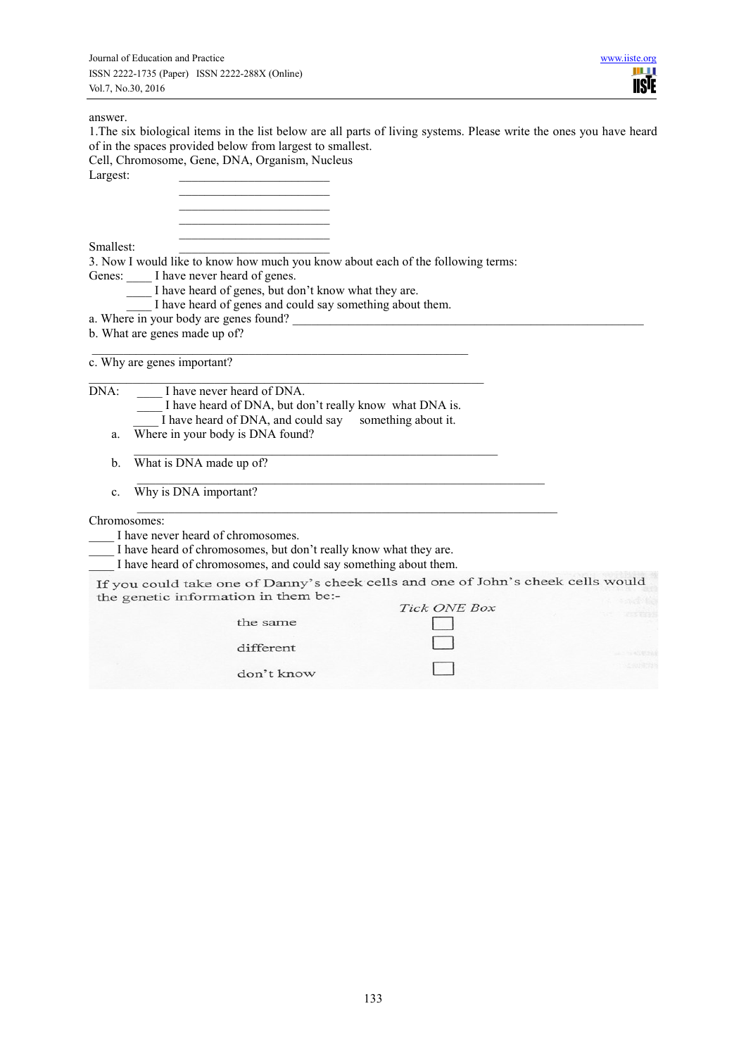answer.

1.The six biological items in the list below are all parts of living systems. Please write the ones you have heard of in the spaces provided below from largest to smallest.

Cell, Chromosome, Gene, DNA, Organism, Nucleus

Largest: ________________________

________________________

________________________

________________________

________________________

Smallest: ________________________

3. Now I would like to know how much you know about each of the following terms:

Genes: ____ I have never heard of genes.

____ I have heard of genes, but don't know what they are.

____ I have heard of genes and could say something about them.

a. Where in your body are genes found? ________________________________________________________

b. What are genes made up of?

______________________________________________________________

c. Why are genes important?

______________________________________________________________

DNA: ____ I have never heard of DNA.

____ I have heard of DNA, but don't really know what DNA is.

____ I have heard of DNA, and could say something about it.

a. Where in your body is DNA found?

______________________________________________________________

b. What is DNA made up of?

______________________________________________________________

c. Why is DNA important?

______________________________________________________________

Chromosomes:

____ I have never heard of chromosomes.

____ I have heard of chromosomes, but don't really know what they are.

____ I have heard of chromosomes, and could say something about them.

If you could take one of Danny's cheek cells and one of John's cheek cells would the genetic information in them be:-

*Tick ONE Box*

the same ☐

different ☐

don't know ☐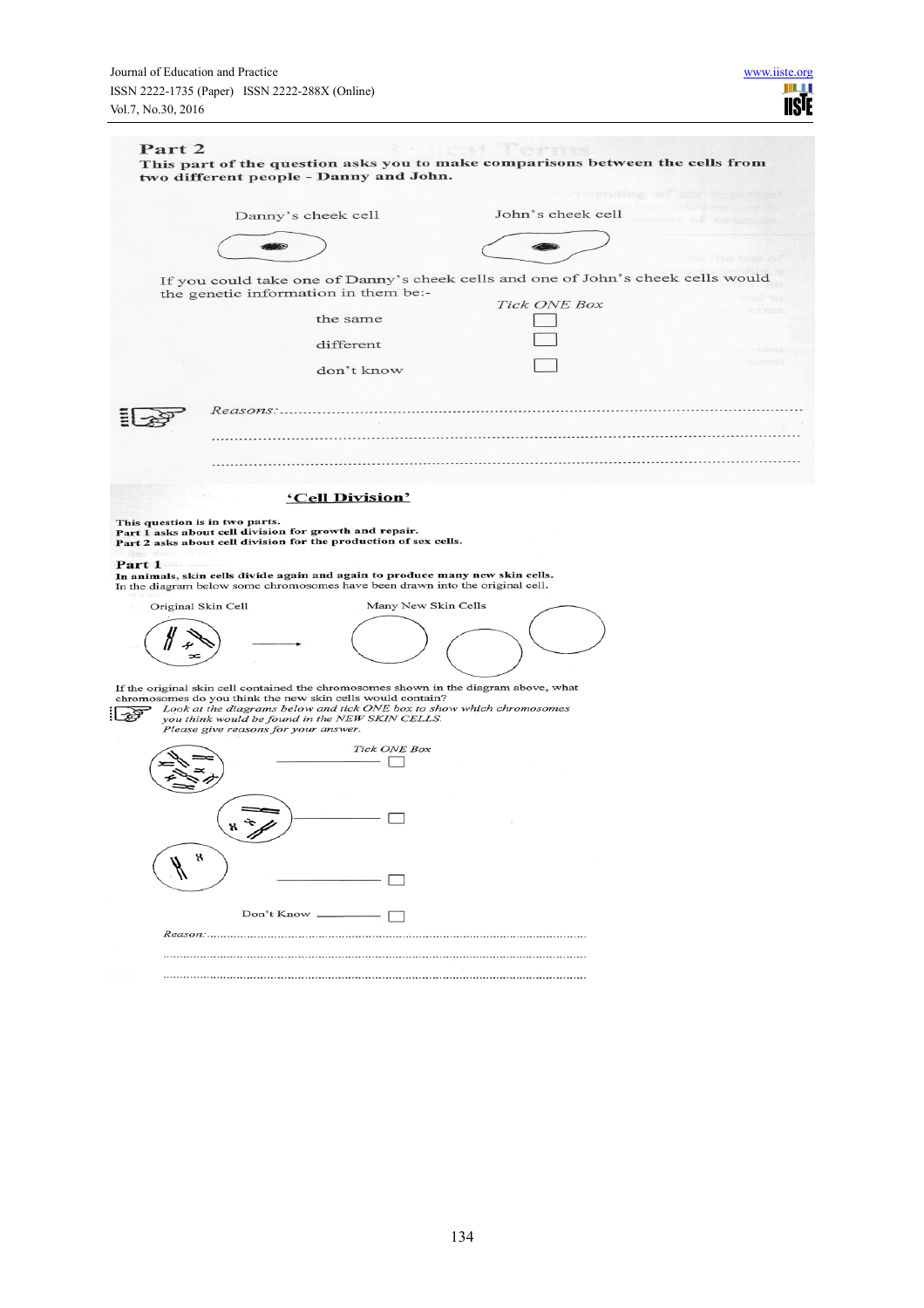**Part 2**

**This part of the question asks you to make comparisons between the cells from two different people - Danny and John.**

Danny's cell cheek cell | John's cheek cell

If you could take one of Danny's cheek cells and one of John's cheek cells would the genetic information in them be:-

*Tick ONE Box*

- the same ☐
- different ☐
- don't know ☐

*Reasons:*..............................................................................................

..............................................................................................

..............................................................................................

## 'Cell Division'

**This question is in two parts.**
**Part 1 asks about cell division for growth and repair.**
**Part 2 asks about cell division for the production of sex cells.**

**Part 1**

**In animals, skin cells divide again and again to produce many new skin cells.**
In the diagram below some chromosomes have been drawn into the original cell.

Original Skin Cell → Many New Skin Cells

If the original skin cell contained the chromosomes shown in the diagram above, what chromosomes do you think the new skin cells would contain?

*Look at the diagrams below and tick ONE box to show which chromosomes you think would be found in the NEW SKIN CELLS.*
*Please give reasons for your answer.*

*Tick ONE Box*

- ———— ☐
- ———— ☐
- ———— ☐
- Don't Know ———— ☐

*Reason:*..............................................................................................

..............................................................................................

..............................................................................................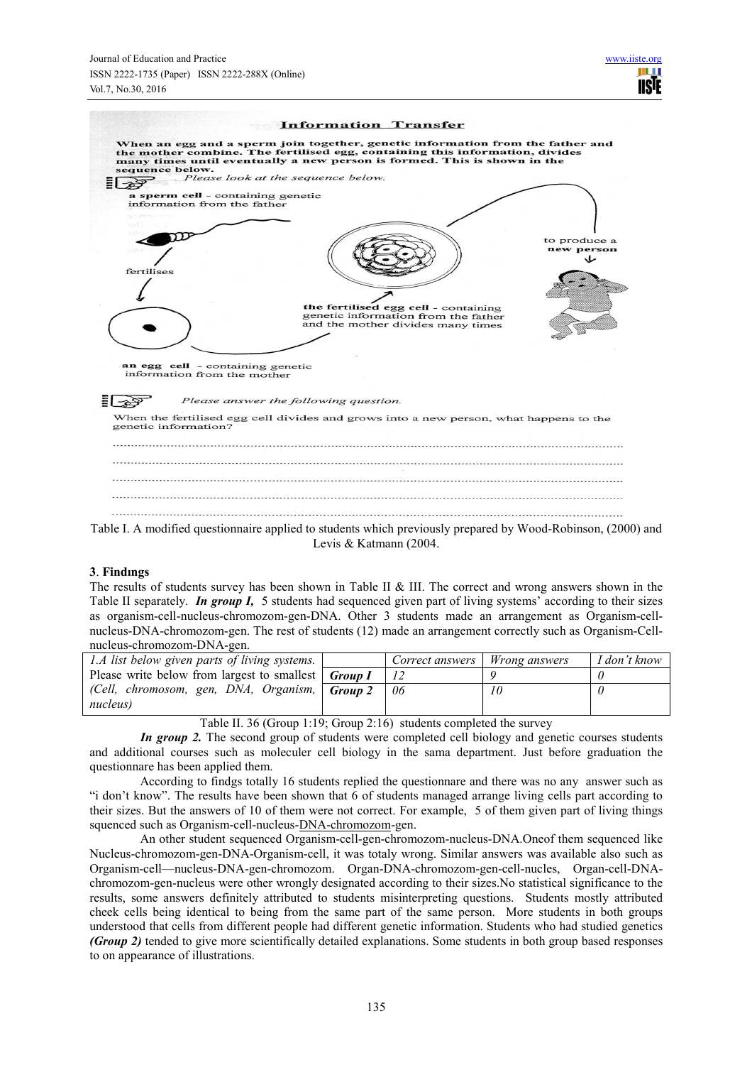**Information Transfer**

When an egg and a sperm join together, genetic information from the father and the mother combine. The fertilised egg, containing this information, divides many times until eventually a new person is formed. This is shown in the sequence below.

*Please look at the sequence below.*

a sperm cell - containing genetic information from the father

fertilises

an egg cell - containing genetic information from the mother

the fertilised egg cell - containing genetic information from the father and the mother divides many times

to produce a new person

*Please answer the following question.*

When the fertilised egg cell divides and grows into a new person, what happens to the genetic information?

..........................................................................................................................................

..........................................................................................................................................

..........................................................................................................................................

..........................................................................................................................................

..........................................................................................................................................

Table I. A modified questionnaire applied to students which previously prepared by Wood-Robinson, (2000) and Levis & Katmann (2004.

## 3. Findıngs

The results of students survey has been shown in Table II & III. The correct and wrong answers shown in the Table II separately. ***In group I,*** 5 students had sequenced given part of living systems' according to their sizes as organism-cell-nucleus-chromozom-gen-DNA. Other 3 students made an arrangement as Organism-cell-nucleus-DNA-chromozom-gen. The rest of students (12) made an arrangement correctly such as Organism-Cell-nucleus-chromozom-DNA-gen.

| *1.A list below given parts of living systems. Please write below from largest to smallest (Cell, chromosom, gen, DNA, Organism, nucleus)* | | *Correct answers* | *Wrong answers* | *I don't know* |
|---|---|---|---|---|
| | ***Group I*** | *12* | *9* | *0* |
| | ***Group 2*** | *06* | *10* | *0* |

Table II. 36 (Group 1:19; Group 2:16) students completed the survey

***In group 2.*** The second group of students were completed cell biology and genetic courses students and additional courses such as moleculer cell biology in the sama department. Just before graduation the questionnare has been applied them.

According to findgs totally 16 students replied the questionnare and there was no any answer such as "i don't know". The results have been shown that 6 of students managed arrange living cells part according to their sizes. But the answers of 10 of them were not correct. For example, 5 of them given part of living things squenced such as Organism-cell-nucleus-DNA-chromozom-gen.

An other student sequenced Organism-cell-gen-chromozom-nucleus-DNA.Oneof them sequenced like Nucleus-chromozom-gen-DNA-Organism-cell, it was totaly wrong. Similar answers was available also such as Organism-cell—nucleus-DNA-gen-chromozom. Organ-DNA-chromozom-gen-cell-nucles, Organ-cell-DNA-chromozom-gen-nucleus were other wrongly designated according to their sizes.No statistical significance to the results, some answers definitely attributed to students misinterpreting questions. Students mostly attributed cheek cells being identical to being from the same part of the same person. More students in both groups understood that cells from different people had different genetic information. Students who had studied genetics ***(Group 2)*** tended to give more scientifically detailed explanations. Some students in both group based responses to on appearance of illustrations.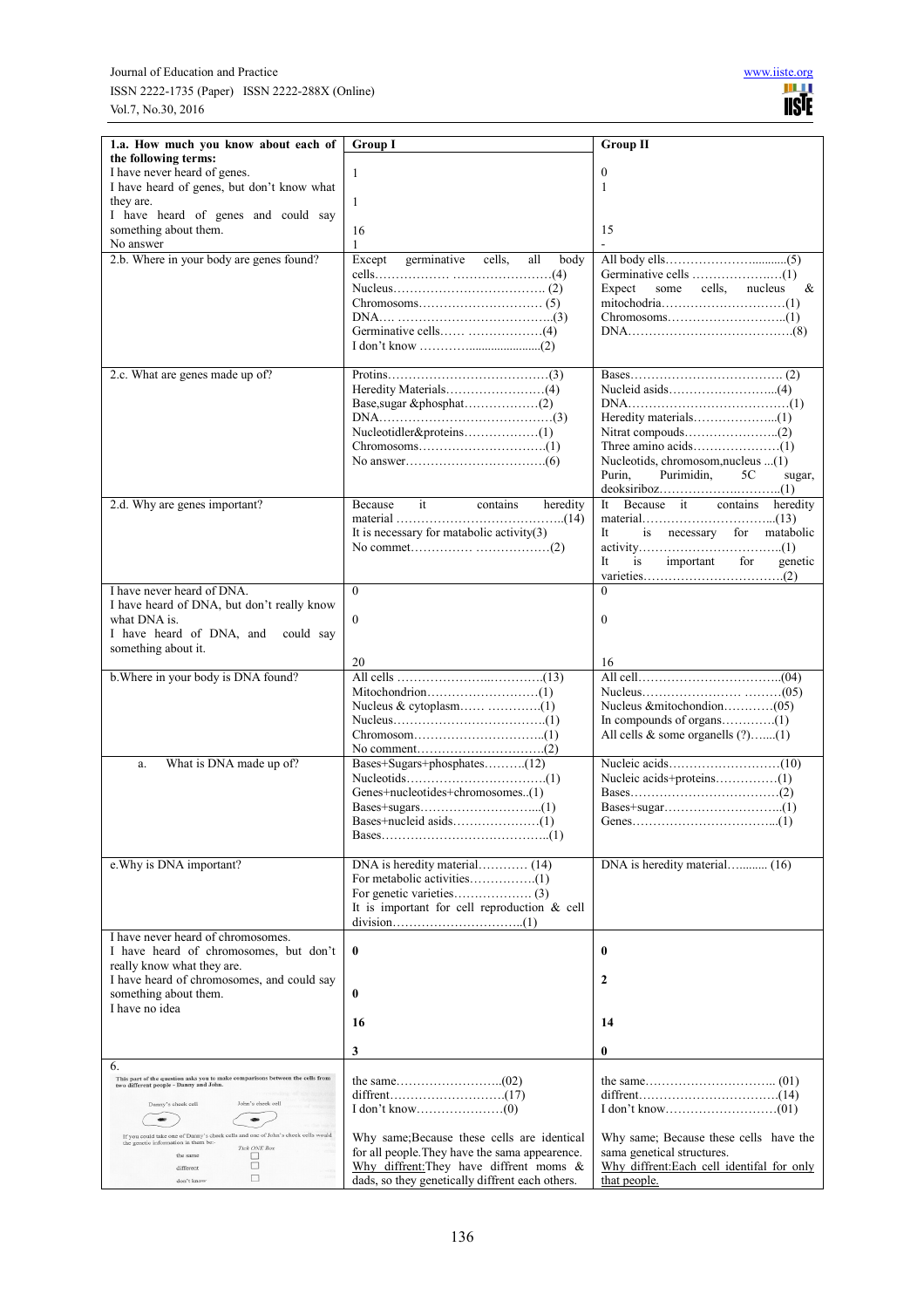| 1.a. How much you know about each of the following terms: | Group I | Group II |
|---|---|---|
| I have never heard of genes.<br>I have heard of genes, but don't know what they are.<br>I have heard of genes and could say something about them.<br>No answer | 1<br>1<br>16<br>1 | 0<br>1<br>15<br>- |
| 2.b. Where in your body are genes found? | Except germinative cells, all body cells………………………………………(4)<br>Nucleus………………………………… (2)<br>Chromosoms………………………… (5)<br>DNA…. ……………………………..(3)<br>Germinative cells…… ………………(4)<br>I don't know ………….....................(2) | All body ells…………………..........(5)<br>Germinative cells …………………(1)<br>Expect some cells, nucleus & mitochodria…………………………(1)<br>Chromosoms………………………..(1)<br>DNA………………………………….(8) |
| 2.c. What are genes made up of? | Protins…………………………………(3)<br>Heredity Materials……………………(4)<br>Base,sugar &phosphat………………(2)<br>DNA……………………………………(3)<br>Nucleotidler&proteins………………(1)<br>Chromosoms………………………….(1)<br>No answer…………………………….(6) | Bases………………………………. (2)<br>Nucleid asids……………………...(4)<br>DNA…………………………………(1)<br>Heredity materials………………...(1)<br>Nitrat compouds…………………..(2)<br>Three amino acids…………………(1)<br>Nucleotids, chromosom,nucleus ...(1)<br>Purin, Purimidin, 5C sugar, deoksiriboz…………………………(1) |
| 2.d. Why are genes important? | Because it contains heredity material …………………………………(14)<br>It is necessary for matabolic activity(3)<br>No commet…………… ………………(2) | It Because it contains heredity material…………………………...(13)<br>It is necessary for matabolic activity……………………………..(1)<br>It is important for genetic varieties…………………………….(2) |
| I have never heard of DNA.<br>I have heard of DNA, but don't really know what DNA is.<br>I have heard of DNA, and could say something about it. | 0<br>0<br>20 | 0<br>0<br>16 |
| b.Where in your body is DNA found? | All cells ……………………..………..(13)<br>Mitochondrion………………………(1)<br>Nucleus & cytoplasm…… ………….(1)<br>Nucleus……………………………….(1)<br>Chromosom………………………….(1)<br>No comment………………………….(2) | All cell……………………………..(04)<br>Nucleus………………… ………(05)<br>Nucleus &mitochondion…………(05)<br>In compounds of organs………….(1)<br>All cells & some organells (?)…....(1) |
| a. What is DNA made up of? | Bases+Sugars+phosphates……….(12)<br>Nucleotids…………………………….(1)<br>Genes+nucleotides+chromosomes..(1)<br>Bases+sugars………………………...(1)<br>Bases+nucleid asids…………………(1)<br>Bases…………………………………..(1) | Nucleic acids………………………(10)<br>Nucleic acids+proteins……………(1)<br>Bases………………………………(2)<br>Bases+sugar………………………..(1)<br>Genes……………………………...(1) |
| e.Why is DNA important? | DNA is heredity material………… (14)<br>For metabolic activities…………….(1)<br>For genetic varieties………………. (3)<br>It is important for cell reproduction & cell division…………………………..(1) | DNA is heredity material…......... (16) |
| I have never heard of chromosomes.<br>I have heard of chromosomes, but don't really know what they are.<br>I have heard of chromosomes, and could say something about them.<br>I have no idea | **0**<br>**0**<br>**16**<br>**3** | **0**<br>**2**<br>**14**<br>**0** |
| 6. This part of the question asks you to make comparisons between the cells from two different people - Danny and John. Danny's cheek cell / John's cheek cell. If you could take one of Danny's cheek cells and one of John's cheek cells would the genetic information in them be:- Tick ONE Box: the same / different / don't know | the same……………………..(02)<br>diffrent……………………….(17)<br>I don't know…………………(0)<br><br>Why same;Because these cells are identical for all people.They have the sama appeerance.<br>Why diffrent:They have diffrent moms & dads, so they genetically diffrent each others. | the same………………………….. (01)<br>diffrent…………………………….(14)<br>I don't know………………………(01)<br><br>Why same; Because these cells have the sama genetical structures.<br>Why diffrent:Each cell identifal for only that people. |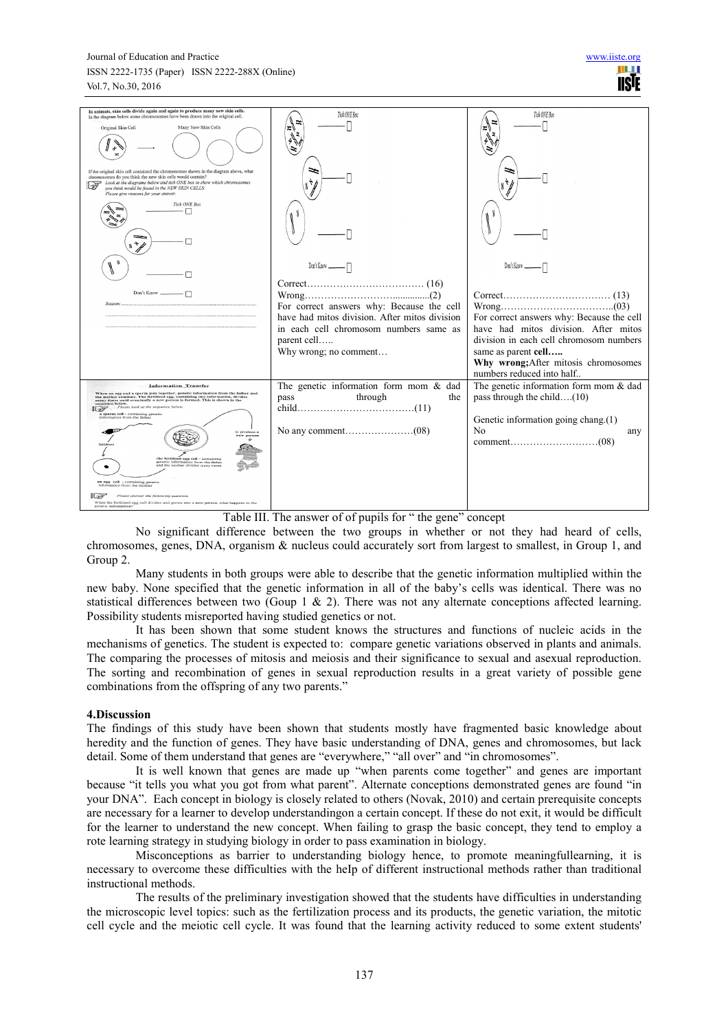| In animals, skin cells divide again and again to produce many new skin cells. In the diagram below some chromosomes have been drawn into the original cell. Original Skin Cell → Many New Skin Cells. If the original skin cell contained the chromosomes shown in the diagram above, what chromosomes do you think the new skin cells would contain? Look at the diagrams below and tick ONE box to show which chromosomes you think would be found in the NEW SKIN CELLS. Please give reasons for your answer. Tick ONE Box. Don't Know. Reason: | Tick ONE Box. Don't Know. Correct……………………………… (16) Wrong……………………...............(2) For correct answers why: Because the cell have had mitos division. After mitos division in each cell chromosom numbers same as parent cell….. Why wrong; no comment… | Tick ONE Box. Don't Know. Correct…………………………… (13) Wrong……………………………..(03) For correct answers why: Because the cell have had mitos division. After mitos division in each cell chromosom numbers same as parent **cell…..** **Why wrong;**After mitosis chromosomes numbers reduced into half.. |
|---|---|---|
| **Information Transfer** When an egg and a sperm join together, genetic information from the father and the mother combine. The fertilised egg, containing this information, divides many times until eventually a new person is formed. This is shown in the sequence below. Please look at the sequence below. a sperm cell - containing genetic information from the father; fertilises; an egg cell - containing genetic information from the mother; the fertilised egg cell - containing genetic information from the father and the mother divides many times; to produce a new person. Please answer the following question. When the fertilised egg cell divides and grows into a new person, what happens to the genetic information? | The genetic information form mom & dad pass through the child………………………………(11) No any comment…………………(08) | The genetic information form mom & dad pass through the child….(10) Genetic information going chang.(1) No any comment………………………(08) |

Table III. The answer of of pupils for " the gene" concept

No significant difference between the two groups in whether or not they had heard of cells, chromosomes, genes, DNA, organism & nucleus could accurately sort from largest to smallest, in Group 1, and Group 2.

Many students in both groups were able to describe that the genetic information multiplied within the new baby. None specified that the genetic information in all of the baby's cells was identical. There was no statistical differences between two (Goup 1 & 2). There was not any alternate conceptions affected learning. Possibility students misreported having studied genetics or not.

It has been shown that some student knows the structures and functions of nucleic acids in the mechanisms of genetics. The student is expected to: compare genetic variations observed in plants and animals. The comparing the processes of mitosis and meiosis and their significance to sexual and asexual reproduction. The sorting and recombination of genes in sexual reproduction results in a great variety of possible gene combinations from the offspring of any two parents."

## 4.Discussion

The findings of this study have been shown that students mostly have fragmented basic knowledge about heredity and the function of genes. They have basic understanding of DNA, genes and chromosomes, but lack detail. Some of them understand that genes are "everywhere," "all over" and "in chromosomes".

It is well known that genes are made up "when parents come together" and genes are important because "it tells you what you got from what parent". Alternate conceptions demonstrated genes are found "in your DNA". Each concept in biology is closely related to others (Novak, 2010) and certain prerequisite concepts are necessary for a learner to develop understandingon a certain concept. If these do not exit, it would be difficult for the learner to understand the new concept. When failing to grasp the basic concept, they tend to employ a rote learning strategy in studying biology in order to pass examination in biology.

Misconceptions as barrier to understanding biology hence, to promote meaningfullearning, it is necessary to overcome these difficulties with the heIp of different instructional methods rather than traditional instructional methods.

The results of the preliminary investigation showed that the students have difficulties in understanding the microscopic level topics: such as the fertilization process and its products, the genetic variation, the mitotic cell cycle and the meiotic cell cycle. It was found that the learning activity reduced to some extent students'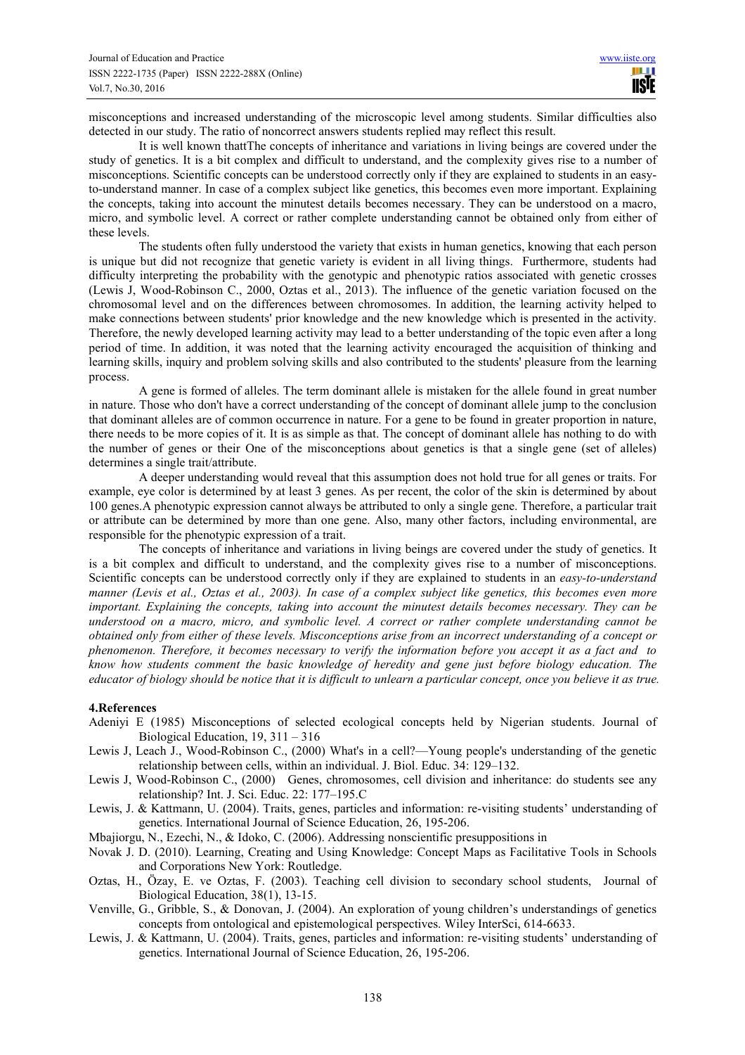misconceptions and increased understanding of the microscopic level among students. Similar difficulties also detected in our study. The ratio of noncorrect answers students replied may reflect this result.

It is well known thattThe concepts of inheritance and variations in living beings are covered under the study of genetics. It is a bit complex and difficult to understand, and the complexity gives rise to a number of misconceptions. Scientific concepts can be understood correctly only if they are explained to students in an easy-to-understand manner. In case of a complex subject like genetics, this becomes even more important. Explaining the concepts, taking into account the minutest details becomes necessary. They can be understood on a macro, micro, and symbolic level. A correct or rather complete understanding cannot be obtained only from either of these levels.

The students often fully understood the variety that exists in human genetics, knowing that each person is unique but did not recognize that genetic variety is evident in all living things. Furthermore, students had difficulty interpreting the probability with the genotypic and phenotypic ratios associated with genetic crosses (Lewis J, Wood-Robinson C., 2000, Oztas et al., 2013). The influence of the genetic variation focused on the chromosomal level and on the differences between chromosomes. In addition, the learning activity helped to make connections between students' prior knowledge and the new knowledge which is presented in the activity. Therefore, the newly developed learning activity may lead to a better understanding of the topic even after a long period of time. In addition, it was noted that the learning activity encouraged the acquisition of thinking and learning skills, inquiry and problem solving skills and also contributed to the students' pleasure from the learning process.

A gene is formed of alleles. The term dominant allele is mistaken for the allele found in great number in nature. Those who don't have a correct understanding of the concept of dominant allele jump to the conclusion that dominant alleles are of common occurrence in nature. For a gene to be found in greater proportion in nature, there needs to be more copies of it. It is as simple as that. The concept of dominant allele has nothing to do with the number of genes or their One of the misconceptions about genetics is that a single gene (set of alleles) determines a single trait/attribute.

A deeper understanding would reveal that this assumption does not hold true for all genes or traits. For example, eye color is determined by at least 3 genes. As per recent, the color of the skin is determined by about 100 genes.A phenotypic expression cannot always be attributed to only a single gene. Therefore, a particular trait or attribute can be determined by more than one gene. Also, many other factors, including environmental, are responsible for the phenotypic expression of a trait.

The concepts of inheritance and variations in living beings are covered under the study of genetics. It is a bit complex and difficult to understand, and the complexity gives rise to a number of misconceptions. Scientific concepts can be understood correctly only if they are explained to students in an *easy-to-understand manner (Levis et al., Oztas et al., 2003). In case of a complex subject like genetics, this becomes even more important. Explaining the concepts, taking into account the minutest details becomes necessary. They can be understood on a macro, micro, and symbolic level. A correct or rather complete understanding cannot be obtained only from either of these levels. Misconceptions arise from an incorrect understanding of a concept or phenomenon. Therefore, it becomes necessary to verify the information before you accept it as a fact and to know how students comment the basic knowledge of heredity and gene just before biology education. The educator of biology should be notice that it is difficult to unlearn a particular concept, once you believe it as true.*

## 4.References

Adeniyi E (1985) Misconceptions of selected ecological concepts held by Nigerian students. Journal of Biological Education, 19, 311 – 316

Lewis J, Leach J., Wood-Robinson C., (2000) What's in a cell?—Young people's understanding of the genetic relationship between cells, within an individual. J. Biol. Educ. 34: 129–132.

Lewis J, Wood-Robinson C., (2000) Genes, chromosomes, cell division and inheritance: do students see any relationship? Int. J. Sci. Educ. 22: 177–195.C

Lewis, J. & Kattmann, U. (2004). Traits, genes, particles and information: re-visiting students' understanding of genetics. International Journal of Science Education, 26, 195-206.

Mbajiorgu, N., Ezechi, N., & Idoko, C. (2006). Addressing nonscientific presuppositions in

Novak J. D. (2010). Learning, Creating and Using Knowledge: Concept Maps as Facilitative Tools in Schools and Corporations New York: Routledge.

Oztas, H., Özay, E. ve Oztas, F. (2003). Teaching cell division to secondary school students, Journal of Biological Education, 38(1), 13-15.

Venville, G., Gribble, S., & Donovan, J. (2004). An exploration of young children's understandings of genetics concepts from ontological and epistemological perspectives. Wiley InterSci, 614-6633.

Lewis, J. & Kattmann, U. (2004). Traits, genes, particles and information: re-visiting students' understanding of genetics. International Journal of Science Education, 26, 195-206.